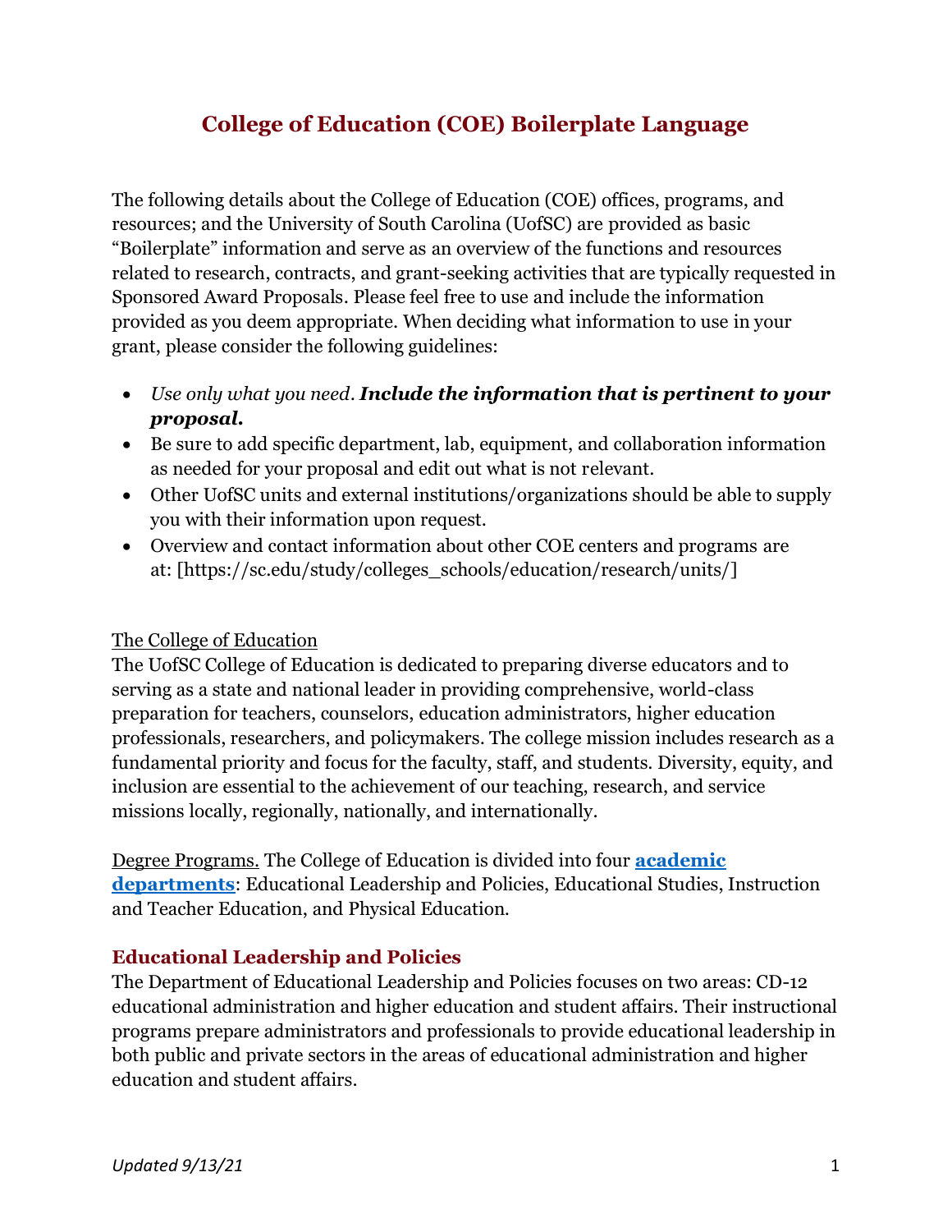# College of Education (COE) Boilerplate Language

The following details about the College of Education (COE) offices, programs, and resources; and the University of South Carolina (UofSC) are provided as basic "Boilerplate" information and serve as an overview of the functions and resources related to research, contracts, and grant-seeking activities that are typically requested in Sponsored Award Proposals. Please feel free to use and include the information provided as you deem appropriate. When deciding what information to use in your grant, please consider the following guidelines:

- *Use only what you need.* ***Include the information that is pertinent to your proposal.***
- Be sure to add specific department, lab, equipment, and collaboration information as needed for your proposal and edit out what is not relevant.
- Other UofSC units and external institutions/organizations should be able to supply you with their information upon request.
- Overview and contact information about other COE centers and programs are at: [https://sc.edu/study/colleges_schools/education/research/units/]

The College of Education

The UofSC College of Education is dedicated to preparing diverse educators and to serving as a state and national leader in providing comprehensive, world-class preparation for teachers, counselors, education administrators, higher education professionals, researchers, and policymakers. The college mission includes research as a fundamental priority and focus for the faculty, staff, and students. Diversity, equity, and inclusion are essential to the achievement of our teaching, research, and service missions locally, regionally, nationally, and internationally.

Degree Programs. The College of Education is divided into four **academic departments**: Educational Leadership and Policies, Educational Studies, Instruction and Teacher Education, and Physical Education.

## Educational Leadership and Policies

The Department of Educational Leadership and Policies focuses on two areas: CD-12 educational administration and higher education and student affairs. Their instructional programs prepare administrators and professionals to provide educational leadership in both public and private sectors in the areas of educational administration and higher education and student affairs.

*Updated 9/13/21*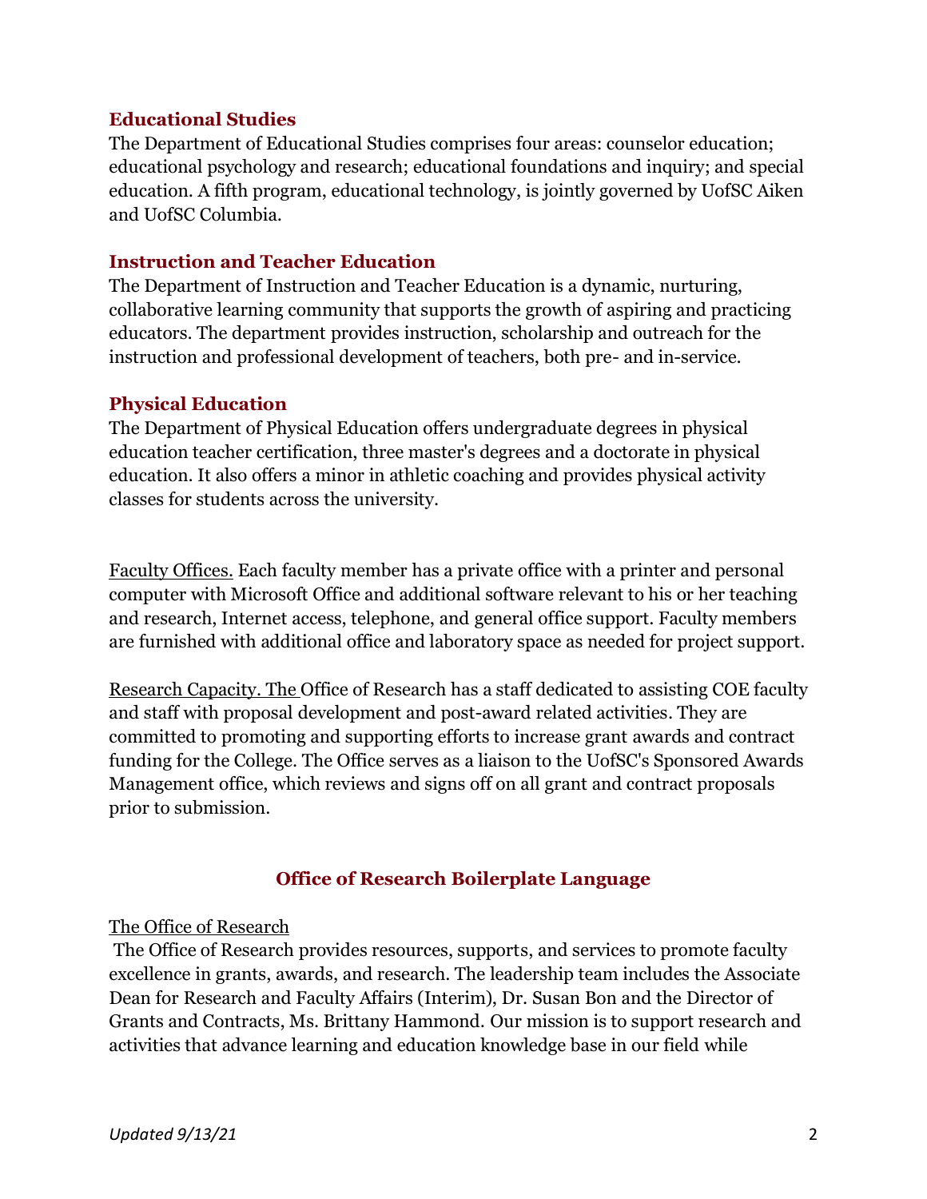### Educational Studies

The Department of Educational Studies comprises four areas: counselor education; educational psychology and research; educational foundations and inquiry; and special education. A fifth program, educational technology, is jointly governed by UofSC Aiken and UofSC Columbia.

### Instruction and Teacher Education

The Department of Instruction and Teacher Education is a dynamic, nurturing, collaborative learning community that supports the growth of aspiring and practicing educators. The department provides instruction, scholarship and outreach for the instruction and professional development of teachers, both pre- and in-service.

### Physical Education

The Department of Physical Education offers undergraduate degrees in physical education teacher certification, three master's degrees and a doctorate in physical education. It also offers a minor in athletic coaching and provides physical activity classes for students across the university.

Faculty Offices. Each faculty member has a private office with a printer and personal computer with Microsoft Office and additional software relevant to his or her teaching and research, Internet access, telephone, and general office support. Faculty members are furnished with additional office and laboratory space as needed for project support.

Research Capacity. The Office of Research has a staff dedicated to assisting COE faculty and staff with proposal development and post-award related activities. They are committed to promoting and supporting efforts to increase grant awards and contract funding for the College. The Office serves as a liaison to the UofSC's Sponsored Awards Management office, which reviews and signs off on all grant and contract proposals prior to submission.

## Office of Research Boilerplate Language

The Office of Research

The Office of Research provides resources, supports, and services to promote faculty excellence in grants, awards, and research. The leadership team includes the Associate Dean for Research and Faculty Affairs (Interim), Dr. Susan Bon and the Director of Grants and Contracts, Ms. Brittany Hammond. Our mission is to support research and activities that advance learning and education knowledge base in our field while

*Updated 9/13/21*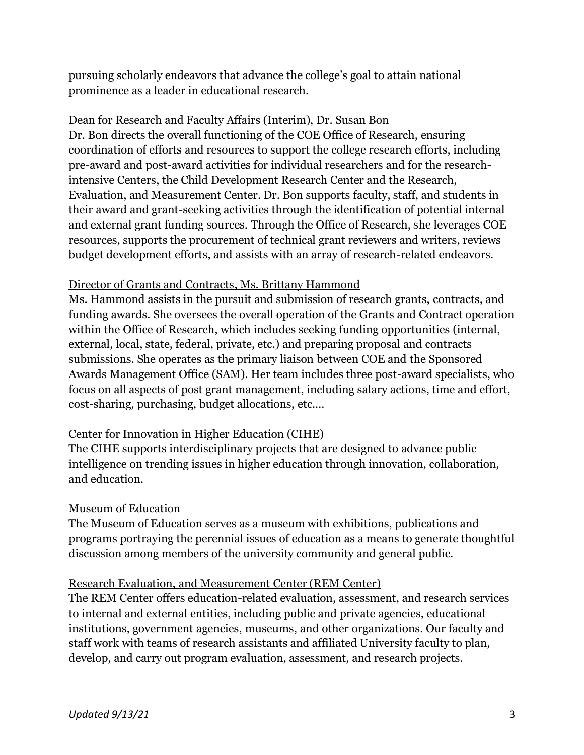pursuing scholarly endeavors that advance the college's goal to attain national prominence as a leader in educational research.

<u>Dean for Research and Faculty Affairs (Interim), Dr. Susan Bon</u>

Dr. Bon directs the overall functioning of the COE Office of Research, ensuring coordination of efforts and resources to support the college research efforts, including pre-award and post-award activities for individual researchers and for the research-intensive Centers, the Child Development Research Center and the Research, Evaluation, and Measurement Center. Dr. Bon supports faculty, staff, and students in their award and grant-seeking activities through the identification of potential internal and external grant funding sources. Through the Office of Research, she leverages COE resources, supports the procurement of technical grant reviewers and writers, reviews budget development efforts, and assists with an array of research-related endeavors.

<u>Director of Grants and Contracts, Ms. Brittany Hammond</u>

Ms. Hammond assists in the pursuit and submission of research grants, contracts, and funding awards. She oversees the overall operation of the Grants and Contract operation within the Office of Research, which includes seeking funding opportunities (internal, external, local, state, federal, private, etc.) and preparing proposal and contracts submissions. She operates as the primary liaison between COE and the Sponsored Awards Management Office (SAM). Her team includes three post-award specialists, who focus on all aspects of post grant management, including salary actions, time and effort, cost-sharing, purchasing, budget allocations, etc.…

<u>Center for Innovation in Higher Education (CIHE)</u>

The CIHE supports interdisciplinary projects that are designed to advance public intelligence on trending issues in higher education through innovation, collaboration, and education.

<u>Museum of Education</u>

The Museum of Education serves as a museum with exhibitions, publications and programs portraying the perennial issues of education as a means to generate thoughtful discussion among members of the university community and general public.

<u>Research Evaluation, and Measurement Center (REM Center)</u>

The REM Center offers education-related evaluation, assessment, and research services to internal and external entities, including public and private agencies, educational institutions, government agencies, museums, and other organizations. Our faculty and staff work with teams of research assistants and affiliated University faculty to plan, develop, and carry out program evaluation, assessment, and research projects.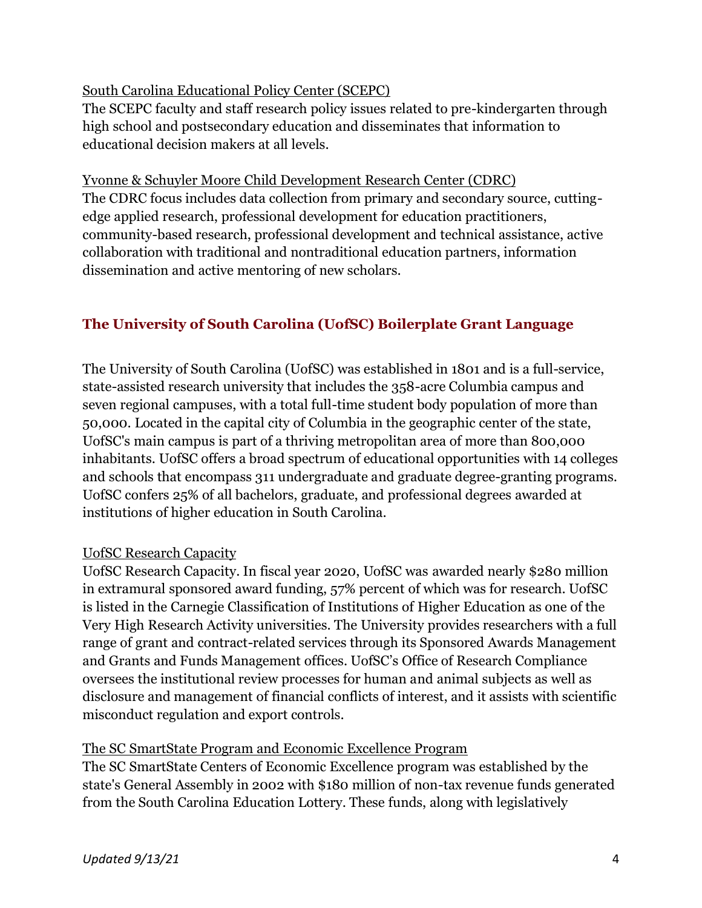South Carolina Educational Policy Center (SCEPC)

The SCEPC faculty and staff research policy issues related to pre-kindergarten through high school and postsecondary education and disseminates that information to educational decision makers at all levels.

Yvonne & Schuyler Moore Child Development Research Center (CDRC)

The CDRC focus includes data collection from primary and secondary source, cutting-edge applied research, professional development for education practitioners, community-based research, professional development and technical assistance, active collaboration with traditional and nontraditional education partners, information dissemination and active mentoring of new scholars.

## The University of South Carolina (UofSC) Boilerplate Grant Language

The University of South Carolina (UofSC) was established in 1801 and is a full-service, state-assisted research university that includes the 358-acre Columbia campus and seven regional campuses, with a total full-time student body population of more than 50,000. Located in the capital city of Columbia in the geographic center of the state, UofSC's main campus is part of a thriving metropolitan area of more than 800,000 inhabitants. UofSC offers a broad spectrum of educational opportunities with 14 colleges and schools that encompass 311 undergraduate and graduate degree-granting programs. UofSC confers 25% of all bachelors, graduate, and professional degrees awarded at institutions of higher education in South Carolina.

UofSC Research Capacity

UofSC Research Capacity. In fiscal year 2020, UofSC was awarded nearly $280 million in extramural sponsored award funding, 57% percent of which was for research. UofSC is listed in the Carnegie Classification of Institutions of Higher Education as one of the Very High Research Activity universities. The University provides researchers with a full range of grant and contract-related services through its Sponsored Awards Management and Grants and Funds Management offices. UofSC's Office of Research Compliance oversees the institutional review processes for human and animal subjects as well as disclosure and management of financial conflicts of interest, and it assists with scientific misconduct regulation and export controls.

The SC SmartState Program and Economic Excellence Program

The SC SmartState Centers of Economic Excellence program was established by the state's General Assembly in 2002 with $180 million of non-tax revenue funds generated from the South Carolina Education Lottery. These funds, along with legislatively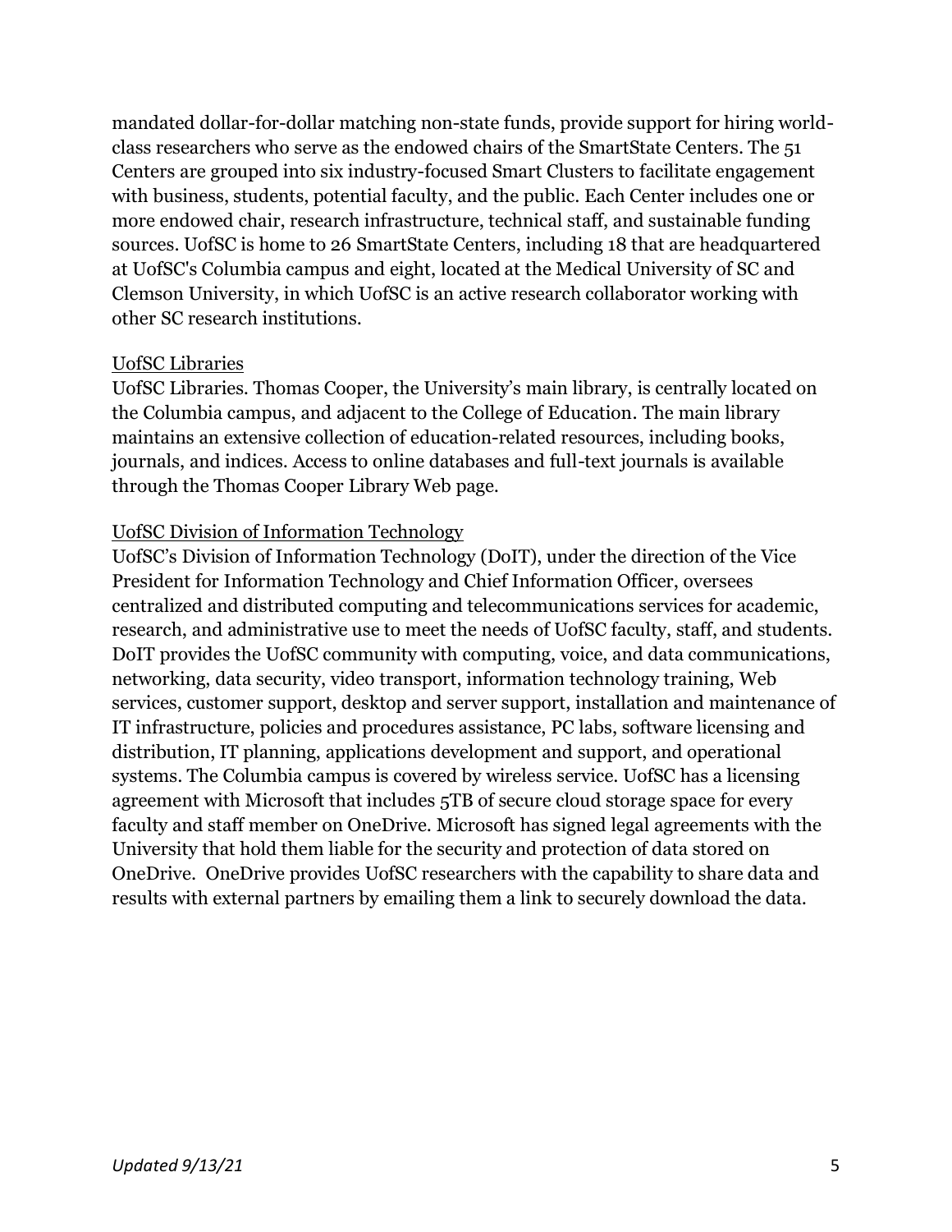mandated dollar-for-dollar matching non-state funds, provide support for hiring world-class researchers who serve as the endowed chairs of the SmartState Centers. The 51 Centers are grouped into six industry-focused Smart Clusters to facilitate engagement with business, students, potential faculty, and the public. Each Center includes one or more endowed chair, research infrastructure, technical staff, and sustainable funding sources. UofSC is home to 26 SmartState Centers, including 18 that are headquartered at UofSC's Columbia campus and eight, located at the Medical University of SC and Clemson University, in which UofSC is an active research collaborator working with other SC research institutions.

UofSC Libraries

UofSC Libraries. Thomas Cooper, the University's main library, is centrally located on the Columbia campus, and adjacent to the College of Education. The main library maintains an extensive collection of education-related resources, including books, journals, and indices. Access to online databases and full-text journals is available through the Thomas Cooper Library Web page.

UofSC Division of Information Technology

UofSC's Division of Information Technology (DoIT), under the direction of the Vice President for Information Technology and Chief Information Officer, oversees centralized and distributed computing and telecommunications services for academic, research, and administrative use to meet the needs of UofSC faculty, staff, and students. DoIT provides the UofSC community with computing, voice, and data communications, networking, data security, video transport, information technology training, Web services, customer support, desktop and server support, installation and maintenance of IT infrastructure, policies and procedures assistance, PC labs, software licensing and distribution, IT planning, applications development and support, and operational systems. The Columbia campus is covered by wireless service. UofSC has a licensing agreement with Microsoft that includes 5TB of secure cloud storage space for every faculty and staff member on OneDrive. Microsoft has signed legal agreements with the University that hold them liable for the security and protection of data stored on OneDrive. OneDrive provides UofSC researchers with the capability to share data and results with external partners by emailing them a link to securely download the data.

*Updated 9/13/21*